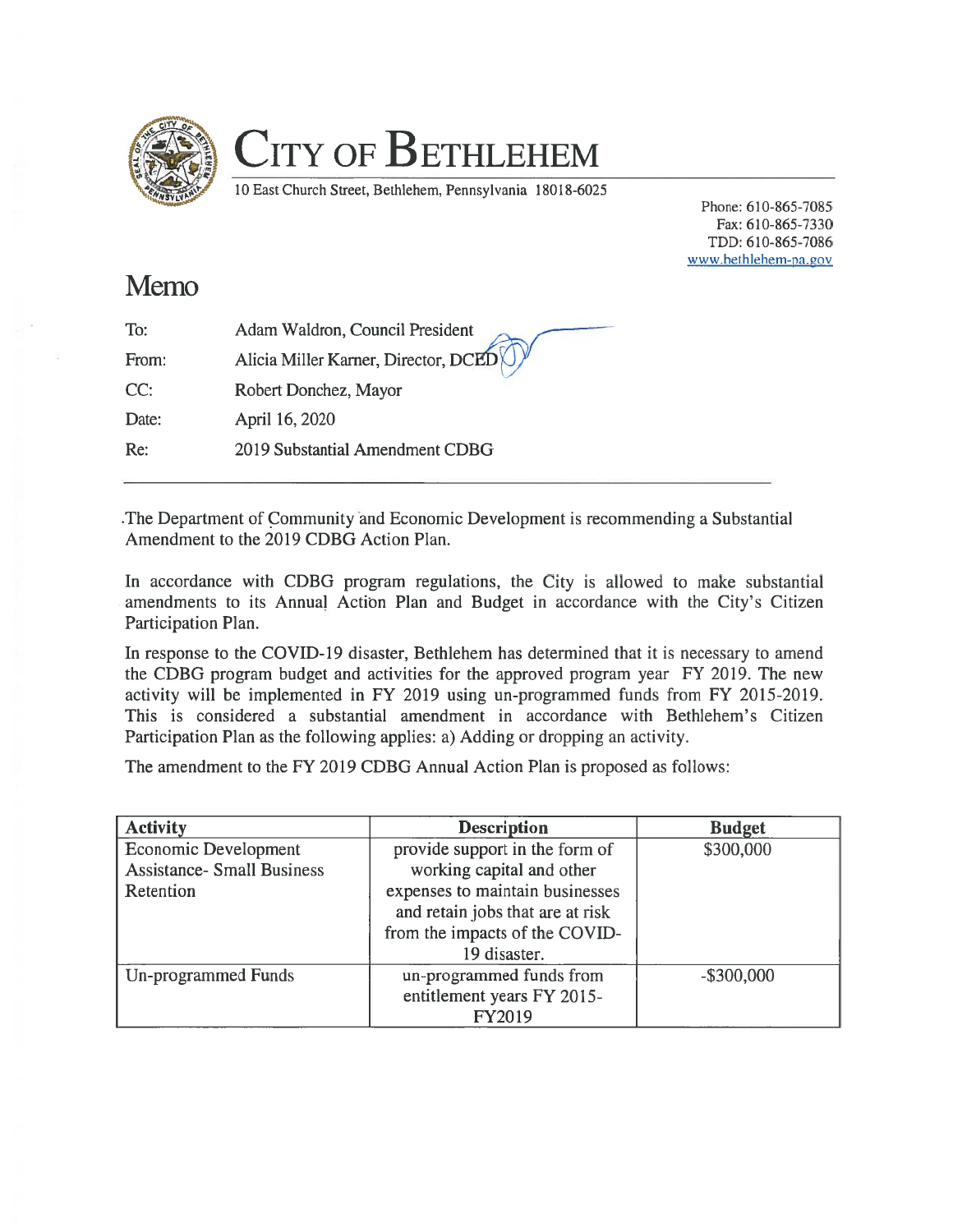# CITY OF BETHLEHEM

10 East Church Street, Bethlehem, Pennsylvania 18018-6025

Phone: 610-865-7085
Fax: 610-865-7330
TDD: 610-865-7086
www.bethlehem-pa.gov

# Memo

| | |
|---|---|
| To: | Adam Waldron, Council President |
| From: | Alicia Miller Karner, Director, DCED |
| CC: | Robert Donchez, Mayor |
| Date: | April 16, 2020 |
| Re: | 2019 Substantial Amendment CDBG |

The Department of Community and Economic Development is recommending a Substantial Amendment to the 2019 CDBG Action Plan.

In accordance with CDBG program regulations, the City is allowed to make substantial amendments to its Annual Action Plan and Budget in accordance with the City's Citizen Participation Plan.

In response to the COVID-19 disaster, Bethlehem has determined that it is necessary to amend the CDBG program budget and activities for the approved program year FY 2019. The new activity will be implemented in FY 2019 using un-programmed funds from FY 2015-2019. This is considered a substantial amendment in accordance with Bethlehem's Citizen Participation Plan as the following applies: a) Adding or dropping an activity.

The amendment to the FY 2019 CDBG Annual Action Plan is proposed as follows:

| Activity | Description | Budget |
|---|---|---|
| Economic Development Assistance- Small Business Retention | provide support in the form of working capital and other expenses to maintain businesses and retain jobs that are at risk from the impacts of the COVID-19 disaster. | $300,000 |
| Un-programmed Funds | un-programmed funds from entitlement years FY 2015-FY2019 | -$300,000 |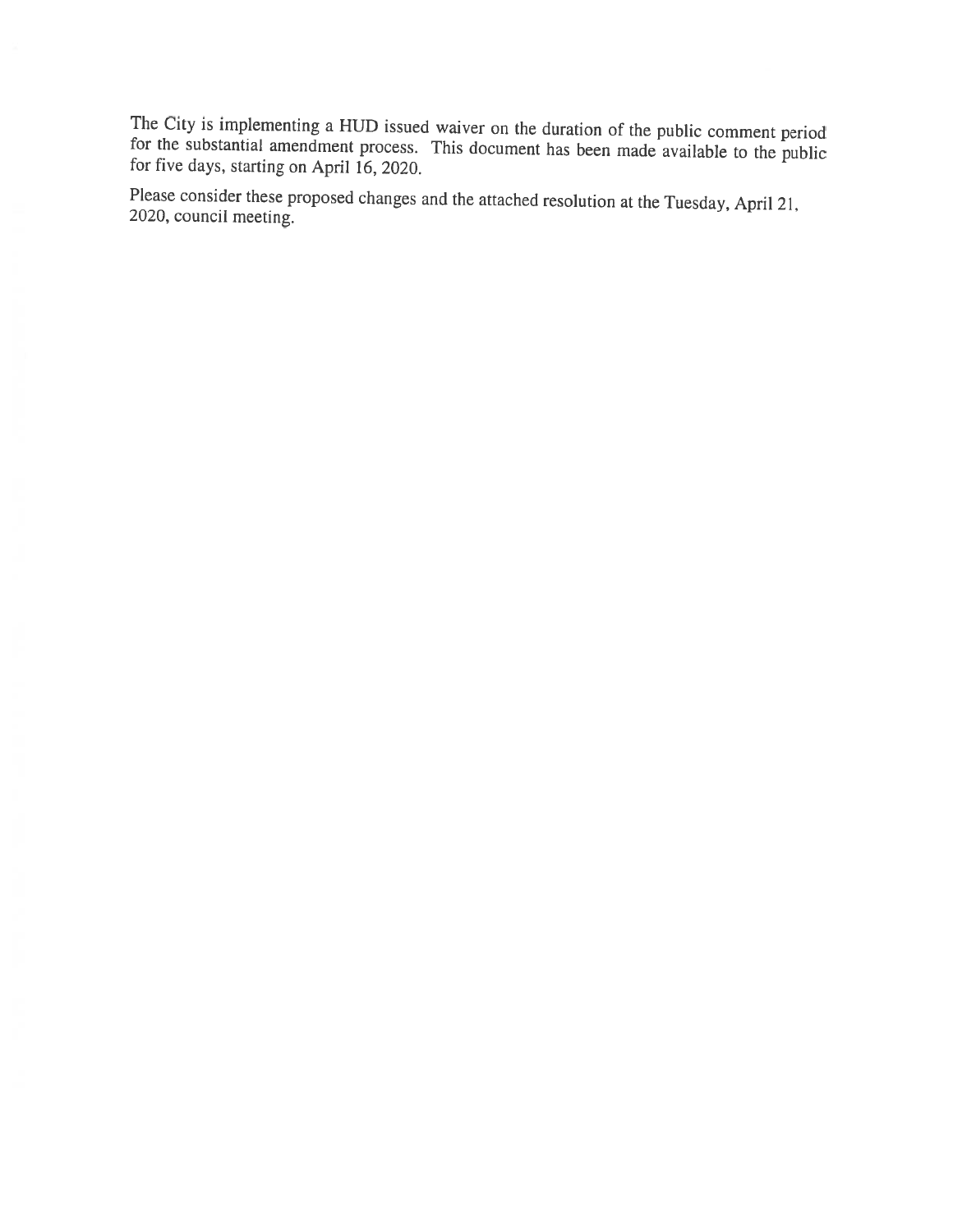The City is implementing a HUD issued waiver on the duration of the public comment period for the substantial amendment process. This document has been made available to the public for five days, starting on April 16, 2020.

Please consider these proposed changes and the attached resolution at the Tuesday, April 21, 2020, council meeting.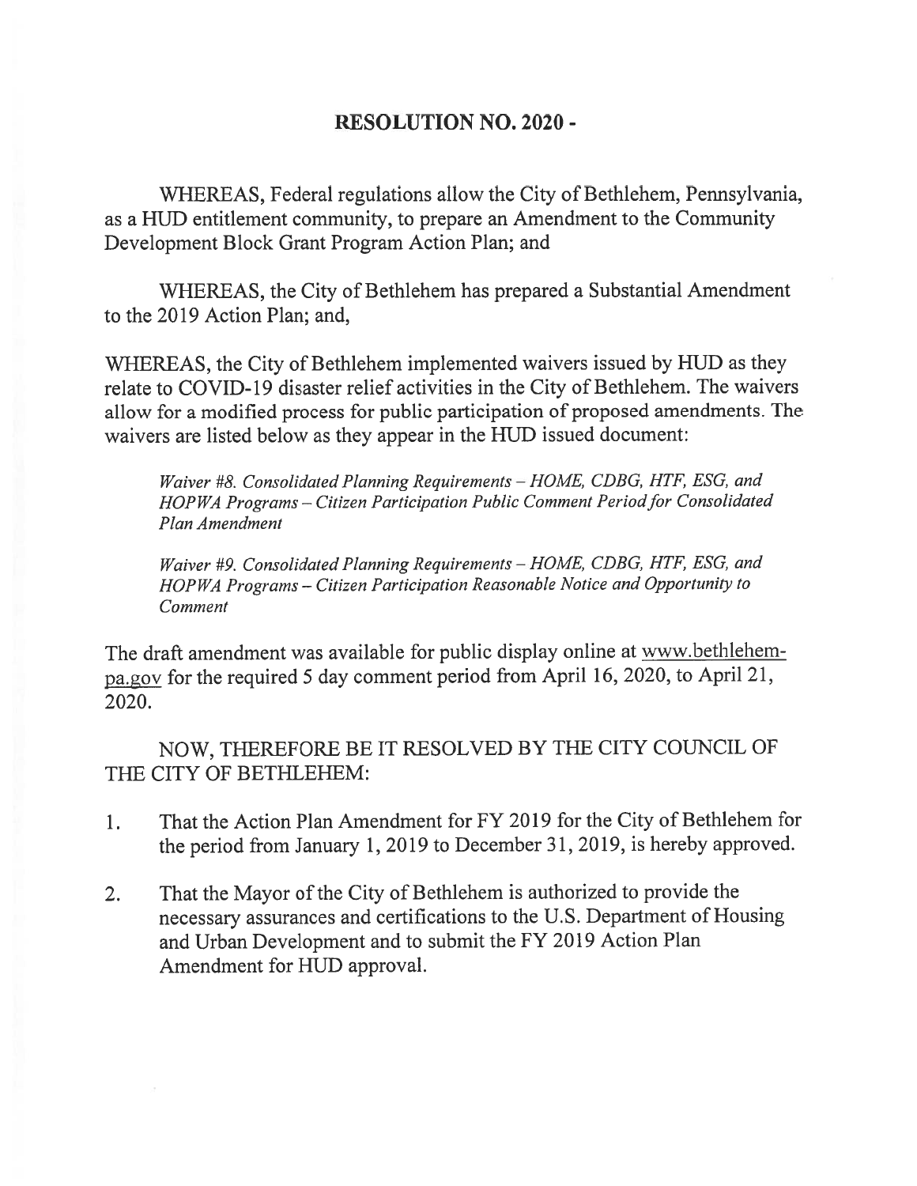# RESOLUTION NO. 2020 -

WHEREAS, Federal regulations allow the City of Bethlehem, Pennsylvania, as a HUD entitlement community, to prepare an Amendment to the Community Development Block Grant Program Action Plan; and

WHEREAS, the City of Bethlehem has prepared a Substantial Amendment to the 2019 Action Plan; and,

WHEREAS, the City of Bethlehem implemented waivers issued by HUD as they relate to COVID-19 disaster relief activities in the City of Bethlehem. The waivers allow for a modified process for public participation of proposed amendments. The waivers are listed below as they appear in the HUD issued document:

*Waiver #8. Consolidated Planning Requirements – HOME, CDBG, HTF, ESG, and HOPWA Programs – Citizen Participation Public Comment Period for Consolidated Plan Amendment*

*Waiver #9. Consolidated Planning Requirements – HOME, CDBG, HTF, ESG, and HOPWA Programs – Citizen Participation Reasonable Notice and Opportunity to Comment*

The draft amendment was available for public display online at www.bethlehem-pa.gov for the required 5 day comment period from April 16, 2020, to April 21, 2020.

NOW, THEREFORE BE IT RESOLVED BY THE CITY COUNCIL OF THE CITY OF BETHLEHEM:

1. That the Action Plan Amendment for FY 2019 for the City of Bethlehem for the period from January 1, 2019 to December 31, 2019, is hereby approved.

2. That the Mayor of the City of Bethlehem is authorized to provide the necessary assurances and certifications to the U.S. Department of Housing and Urban Development and to submit the FY 2019 Action Plan Amendment for HUD approval.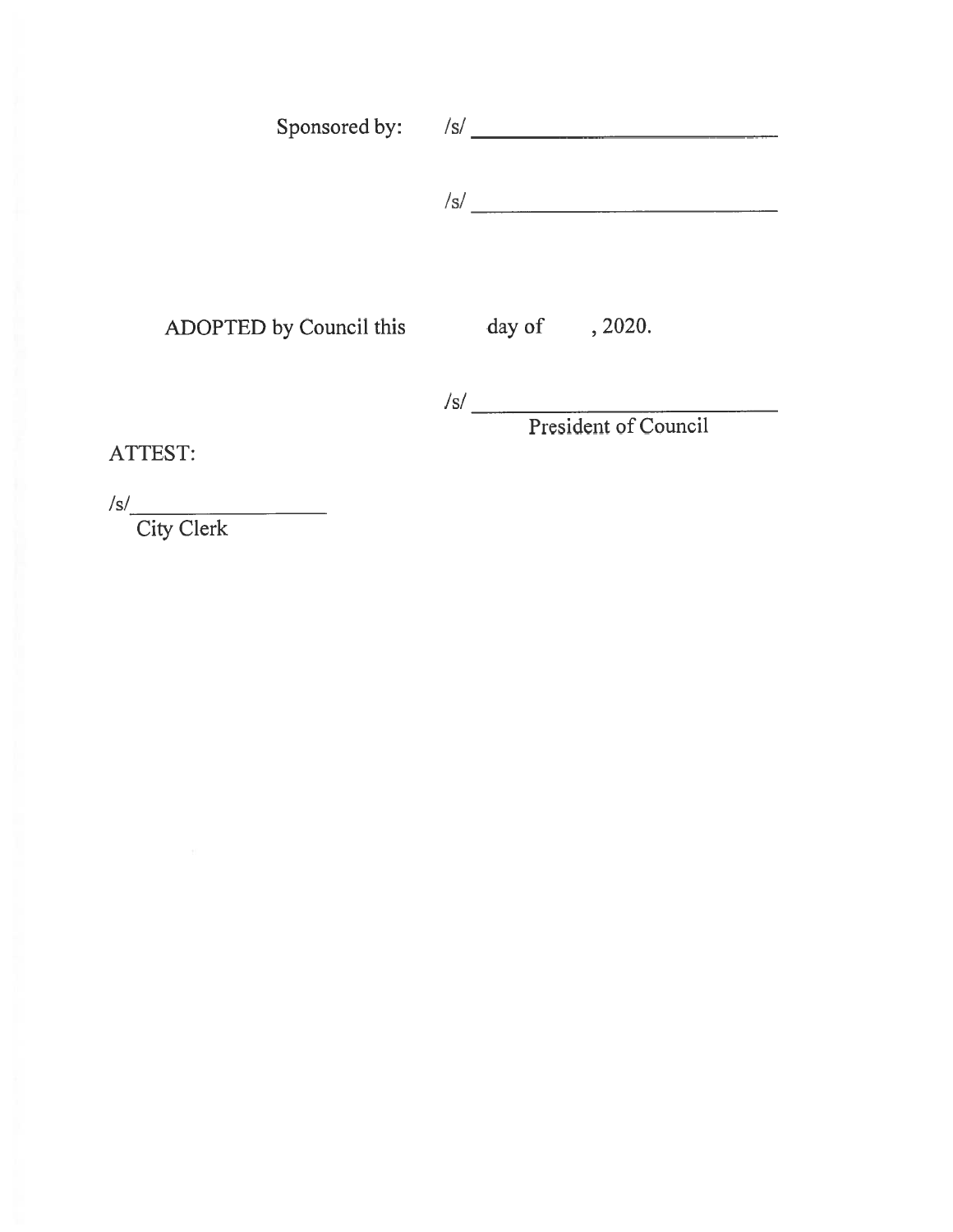Sponsored by: /s/ ____________________________

/s/ ____________________________

ADOPTED by Council this day of , 2020.

/s/ ____________________________
President of Council

ATTEST:

/s/____________________
City Clerk